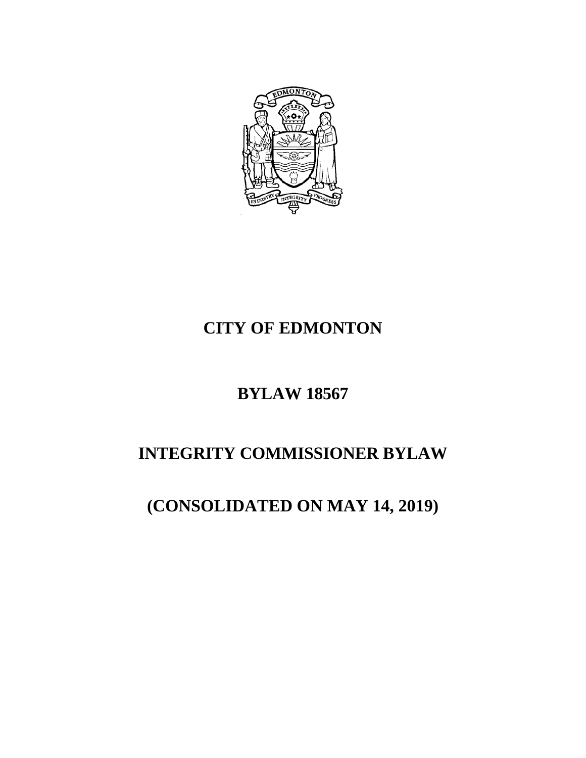# CITY OF EDMONTON

# BYLAW 18567

# INTEGRITY COMMISSIONER BYLAW

# (CONSOLIDATED ON MAY 14, 2019)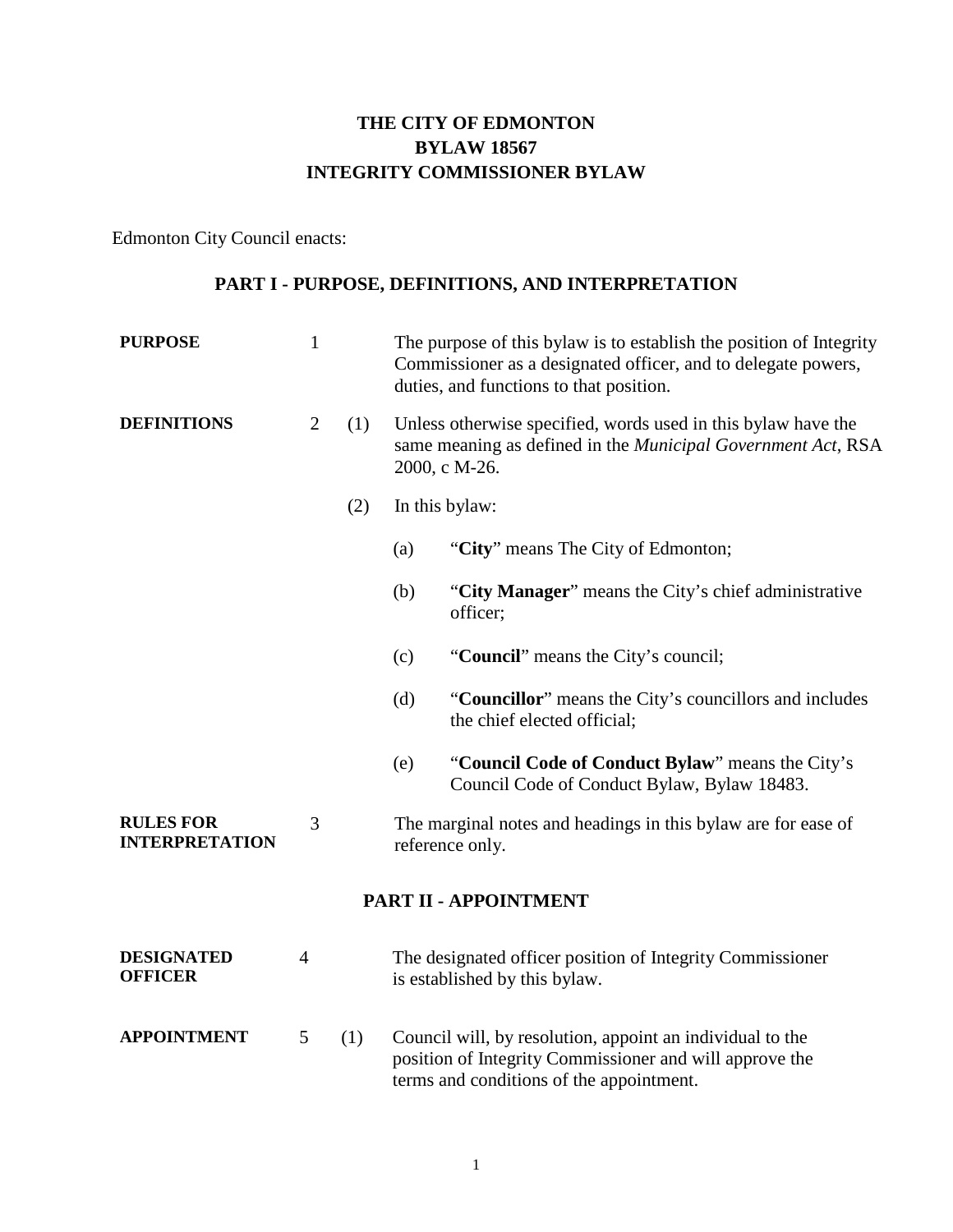# THE CITY OF EDMONTON
# BYLAW 18567
# INTEGRITY COMMISSIONER BYLAW

Edmonton City Council enacts:

## PART I - PURPOSE, DEFINITIONS, AND INTERPRETATION

**PURPOSE**

1 The purpose of this bylaw is to establish the position of Integrity Commissioner as a designated officer, and to delegate powers, duties, and functions to that position.

**DEFINITIONS**

2 (1) Unless otherwise specified, words used in this bylaw have the same meaning as defined in the *Municipal Government Act*, RSA 2000, c M-26.

(2) In this bylaw:

(a) "**City**" means The City of Edmonton;

(b) "**City Manager**" means the City's chief administrative officer;

(c) "**Council**" means the City's council;

(d) "**Councillor**" means the City's councillors and includes the chief elected official;

(e) "**Council Code of Conduct Bylaw**" means the City's Council Code of Conduct Bylaw, Bylaw 18483.

**RULES FOR INTERPRETATION**

3 The marginal notes and headings in this bylaw are for ease of reference only.

## PART II - APPOINTMENT

**DESIGNATED OFFICER**

4 The designated officer position of Integrity Commissioner is established by this bylaw.

**APPOINTMENT**

5 (1) Council will, by resolution, appoint an individual to the position of Integrity Commissioner and will approve the terms and conditions of the appointment.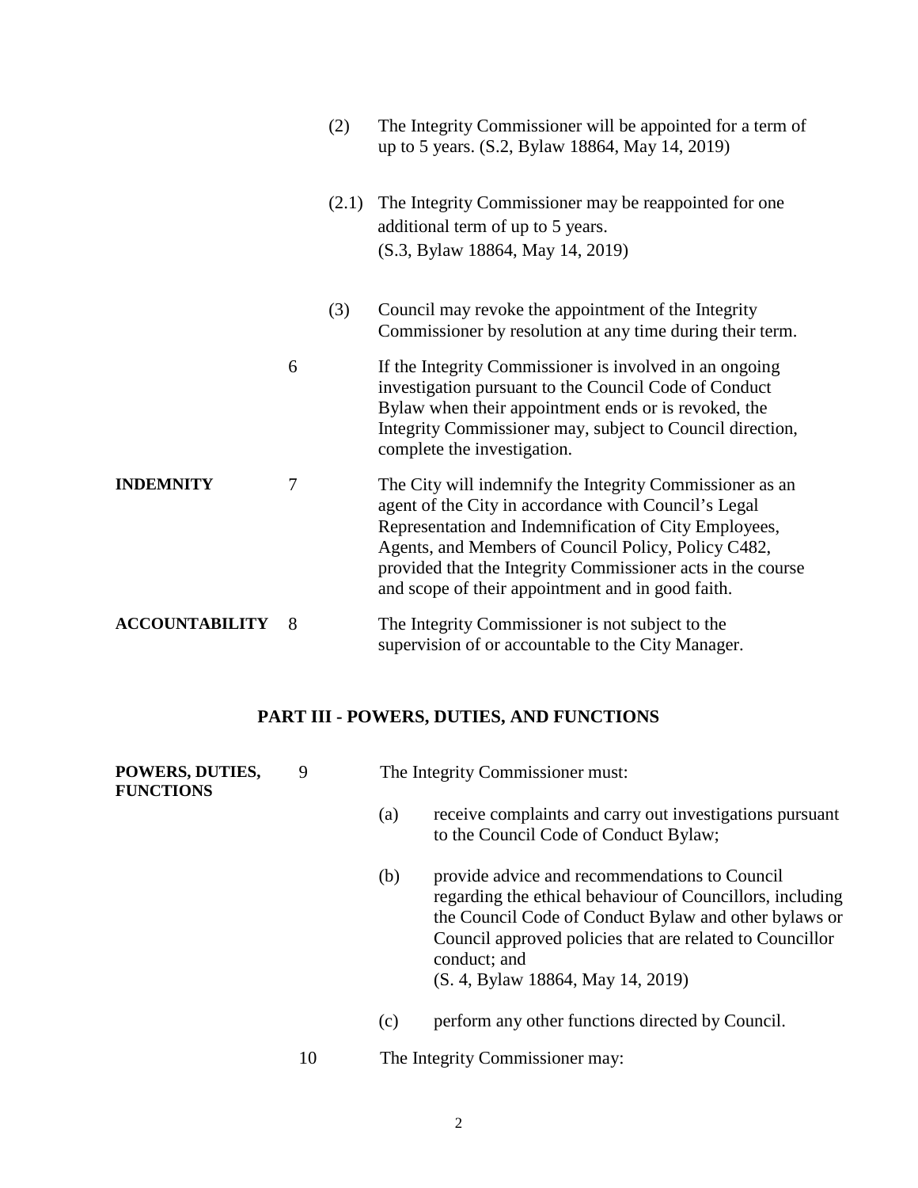(2) The Integrity Commissioner will be appointed for a term of up to 5 years. (S.2, Bylaw 18864, May 14, 2019)

(2.1) The Integrity Commissioner may be reappointed for one additional term of up to 5 years. (S.3, Bylaw 18864, May 14, 2019)

(3) Council may revoke the appointment of the Integrity Commissioner by resolution at any time during their term.

6 If the Integrity Commissioner is involved in an ongoing investigation pursuant to the Council Code of Conduct Bylaw when their appointment ends or is revoked, the Integrity Commissioner may, subject to Council direction, complete the investigation.

**INDEMNITY**

7 The City will indemnify the Integrity Commissioner as an agent of the City in accordance with Council's Legal Representation and Indemnification of City Employees, Agents, and Members of Council Policy, Policy C482, provided that the Integrity Commissioner acts in the course and scope of their appointment and in good faith.

**ACCOUNTABILITY**

8 The Integrity Commissioner is not subject to the supervision of or accountable to the City Manager.

## PART III - POWERS, DUTIES, AND FUNCTIONS

**POWERS, DUTIES, FUNCTIONS**

9 The Integrity Commissioner must:

(a) receive complaints and carry out investigations pursuant to the Council Code of Conduct Bylaw;

(b) provide advice and recommendations to Council regarding the ethical behaviour of Councillors, including the Council Code of Conduct Bylaw and other bylaws or Council approved policies that are related to Councillor conduct; and (S. 4, Bylaw 18864, May 14, 2019)

(c) perform any other functions directed by Council.

10 The Integrity Commissioner may: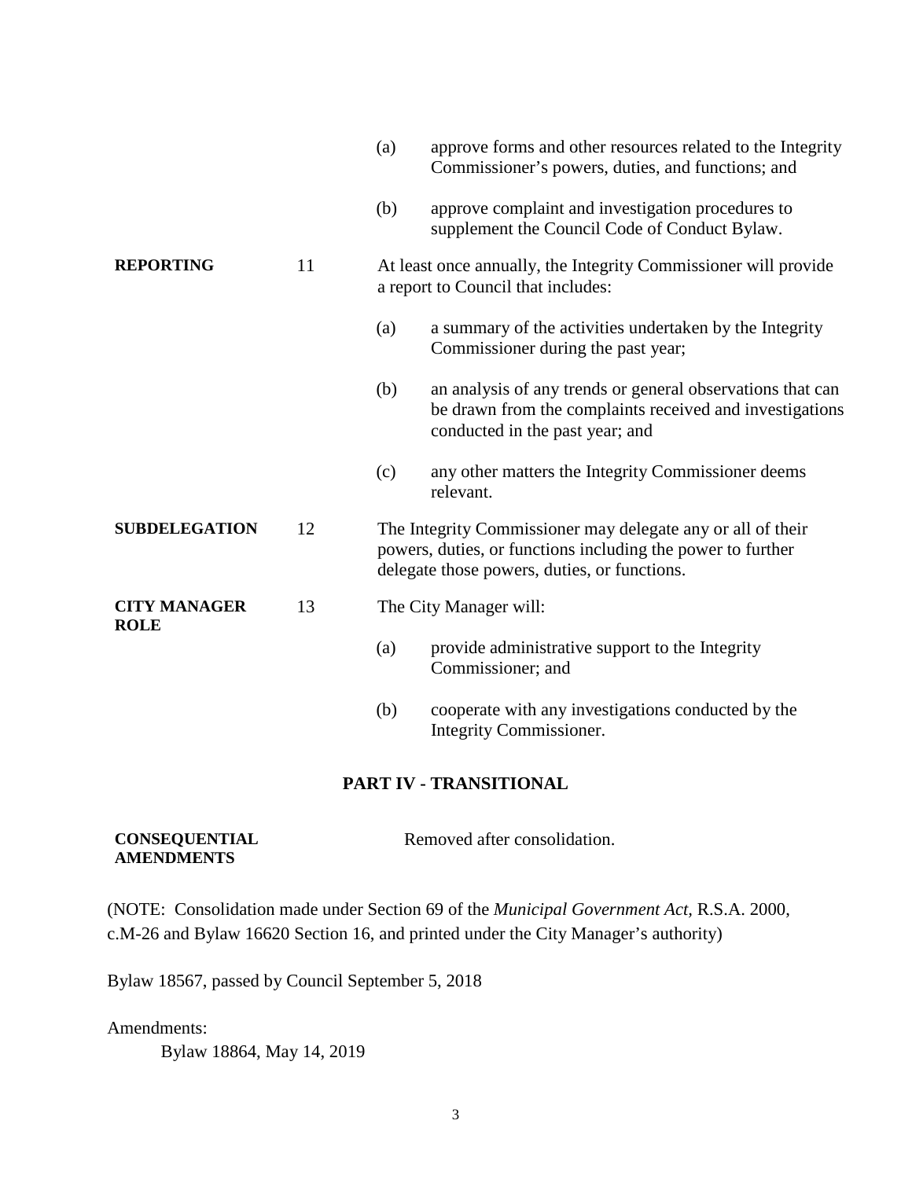(a) approve forms and other resources related to the Integrity Commissioner's powers, duties, and functions; and

(b) approve complaint and investigation procedures to supplement the Council Code of Conduct Bylaw.

**REPORTING**

11 At least once annually, the Integrity Commissioner will provide a report to Council that includes:

(a) a summary of the activities undertaken by the Integrity Commissioner during the past year;

(b) an analysis of any trends or general observations that can be drawn from the complaints received and investigations conducted in the past year; and

(c) any other matters the Integrity Commissioner deems relevant.

**SUBDELEGATION**

12 The Integrity Commissioner may delegate any or all of their powers, duties, or functions including the power to further delegate those powers, duties, or functions.

**CITY MANAGER ROLE**

13 The City Manager will:

(a) provide administrative support to the Integrity Commissioner; and

(b) cooperate with any investigations conducted by the Integrity Commissioner.

## PART IV - TRANSITIONAL

**CONSEQUENTIAL AMENDMENTS**

Removed after consolidation.

(NOTE: Consolidation made under Section 69 of the *Municipal Government Act*, R.S.A. 2000, c.M-26 and Bylaw 16620 Section 16, and printed under the City Manager's authority)

Bylaw 18567, passed by Council September 5, 2018

Amendments:

Bylaw 18864, May 14, 2019